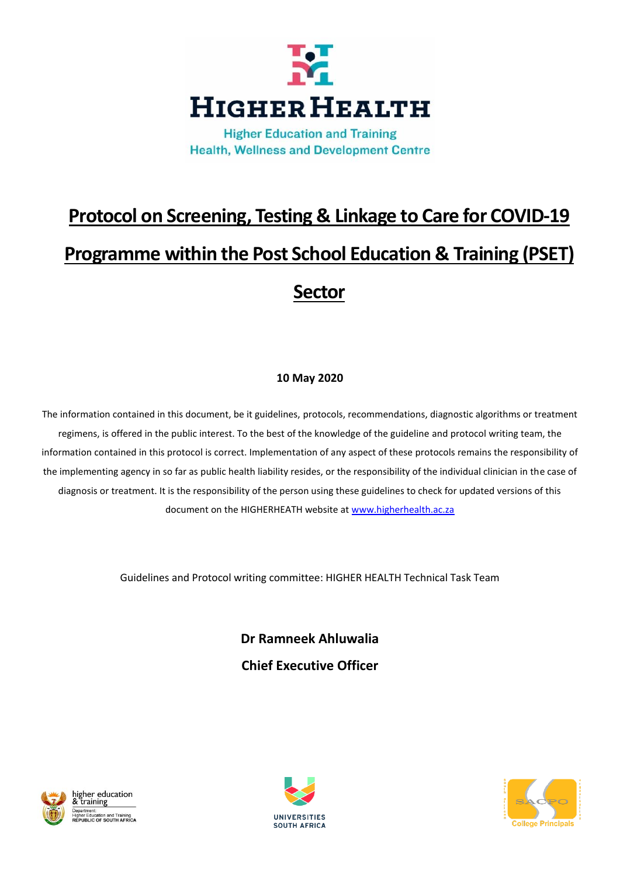HIGHER HEALTH

Higher Education and Training
Health, Wellness and Development Centre

# Protocol on Screening, Testing & Linkage to Care for COVID-19 Programme within the Post School Education & Training (PSET) Sector

**10 May 2020**

The information contained in this document, be it guidelines, protocols, recommendations, diagnostic algorithms or treatment regimens, is offered in the public interest. To the best of the knowledge of the guideline and protocol writing team, the information contained in this protocol is correct. Implementation of any aspect of these protocols remains the responsibility of the implementing agency in so far as public health liability resides, or the responsibility of the individual clinician in the case of diagnosis or treatment. It is the responsibility of the person using these guidelines to check for updated versions of this document on the HIGHERHEATH website at www.higherhealth.ac.za

Guidelines and Protocol writing committee: HIGHER HEALTH Technical Task Team

**Dr Ramneek Ahluwalia**

**Chief Executive Officer**

higher education & training
Department: Higher Education and Training
REPUBLIC OF SOUTH AFRICA

UNIVERSITIES SOUTH AFRICA

SACPO College Principals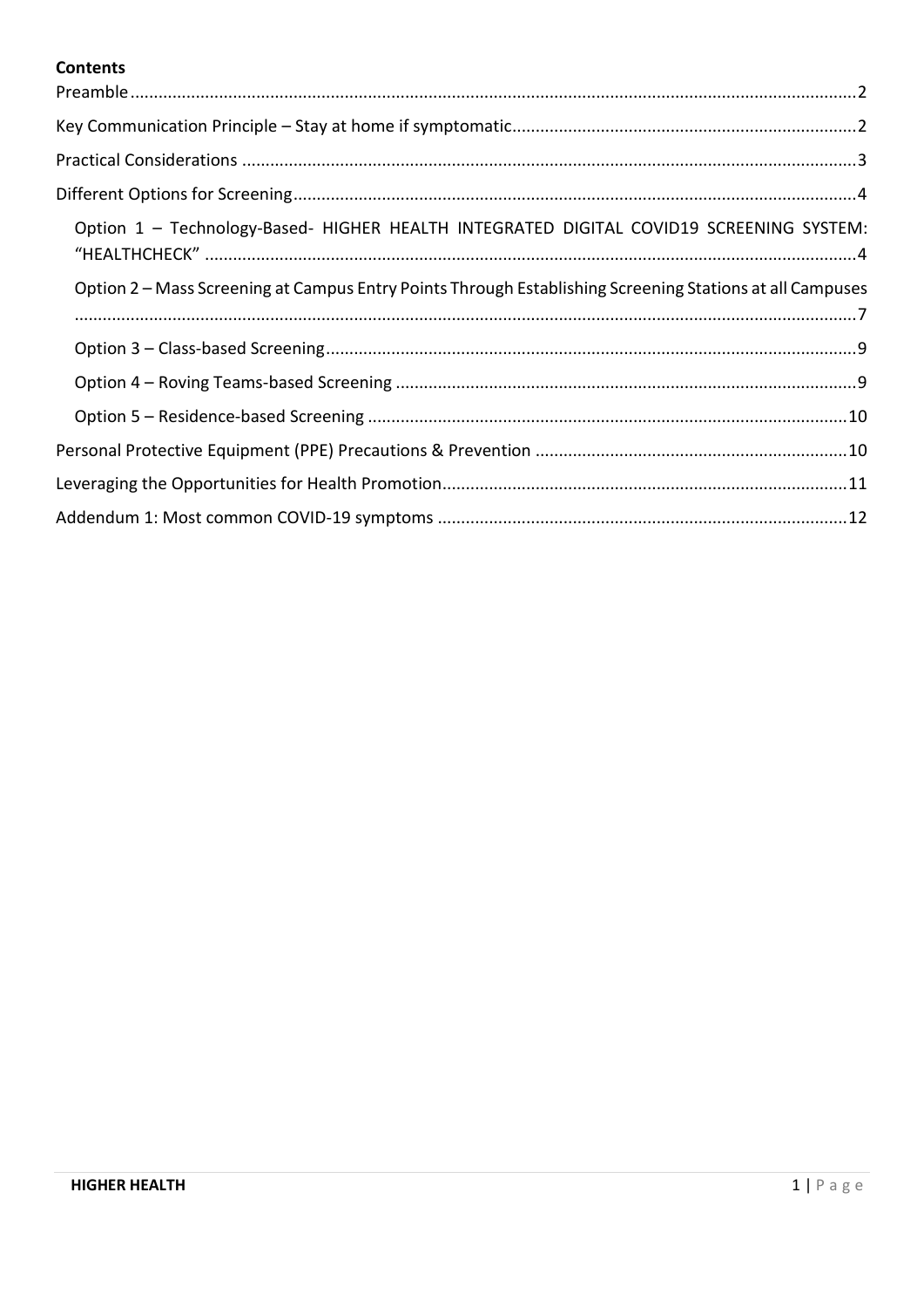**Contents**

Preamble....................2

Key Communication Principle – Stay at home if symptomatic....................2

Practical Considerations....................3

Different Options for Screening....................4

- Option 1 – Technology-Based- HIGHER HEALTH INTEGRATED DIGITAL COVID19 SCREENING SYSTEM: "HEALTHCHECK"....................4
- Option 2 – Mass Screening at Campus Entry Points Through Establishing Screening Stations at all Campuses....................7
- Option 3 – Class-based Screening....................9
- Option 4 – Roving Teams-based Screening....................9
- Option 5 – Residence-based Screening....................10

Personal Protective Equipment (PPE) Precautions & Prevention....................10

Leveraging the Opportunities for Health Promotion....................11

Addendum 1: Most common COVID-19 symptoms....................12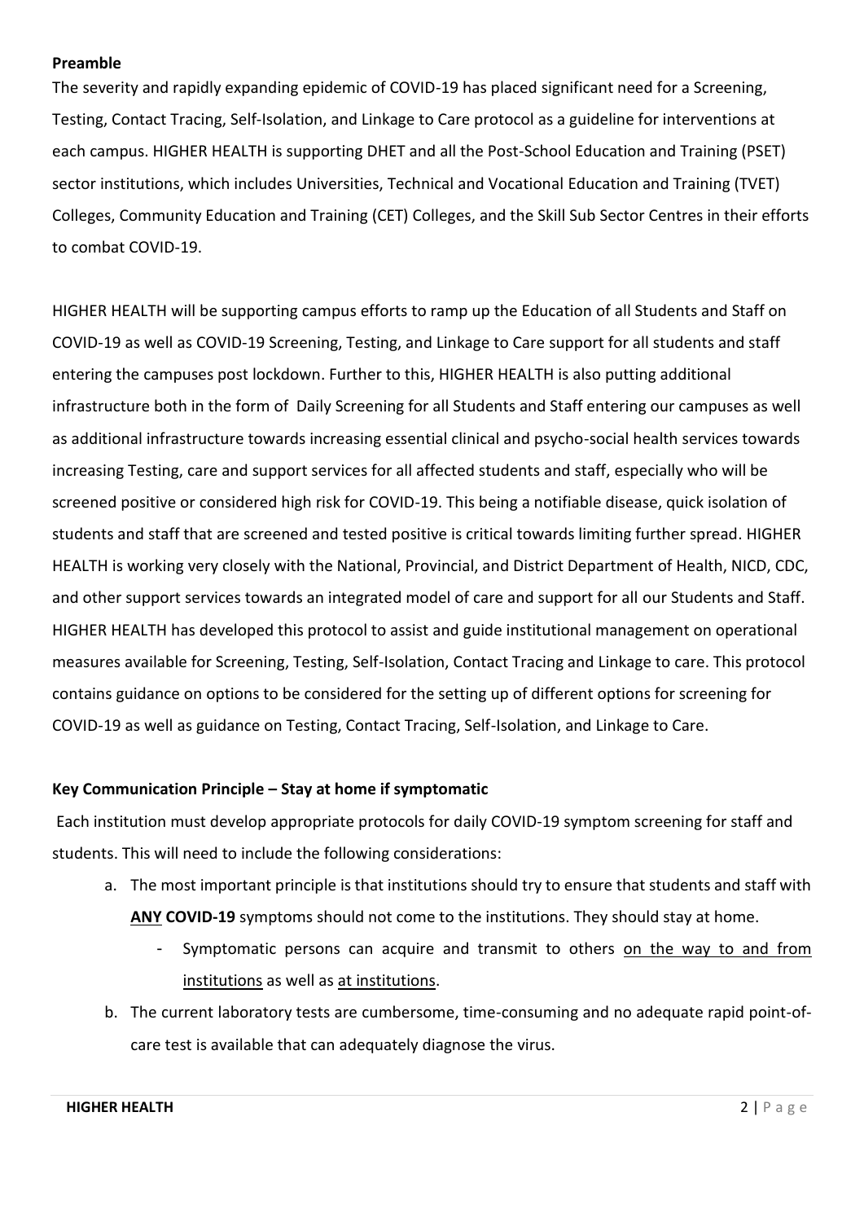**Preamble**

The severity and rapidly expanding epidemic of COVID-19 has placed significant need for a Screening, Testing, Contact Tracing, Self-Isolation, and Linkage to Care protocol as a guideline for interventions at each campus. HIGHER HEALTH is supporting DHET and all the Post-School Education and Training (PSET) sector institutions, which includes Universities, Technical and Vocational Education and Training (TVET) Colleges, Community Education and Training (CET) Colleges, and the Skill Sub Sector Centres in their efforts to combat COVID-19.

HIGHER HEALTH will be supporting campus efforts to ramp up the Education of all Students and Staff on COVID-19 as well as COVID-19 Screening, Testing, and Linkage to Care support for all students and staff entering the campuses post lockdown. Further to this, HIGHER HEALTH is also putting additional infrastructure both in the form of Daily Screening for all Students and Staff entering our campuses as well as additional infrastructure towards increasing essential clinical and psycho-social health services towards increasing Testing, care and support services for all affected students and staff, especially who will be screened positive or considered high risk for COVID-19. This being a notifiable disease, quick isolation of students and staff that are screened and tested positive is critical towards limiting further spread. HIGHER HEALTH is working very closely with the National, Provincial, and District Department of Health, NICD, CDC, and other support services towards an integrated model of care and support for all our Students and Staff. HIGHER HEALTH has developed this protocol to assist and guide institutional management on operational measures available for Screening, Testing, Self-Isolation, Contact Tracing and Linkage to care. This protocol contains guidance on options to be considered for the setting up of different options for screening for COVID-19 as well as guidance on Testing, Contact Tracing, Self-Isolation, and Linkage to Care.

**Key Communication Principle – Stay at home if symptomatic**

Each institution must develop appropriate protocols for daily COVID-19 symptom screening for staff and students. This will need to include the following considerations:

a. The most important principle is that institutions should try to ensure that students and staff with **ANY COVID-19** symptoms should not come to the institutions. They should stay at home.
   - Symptomatic persons can acquire and transmit to others on the way to and from institutions as well as at institutions.
b. The current laboratory tests are cumbersome, time-consuming and no adequate rapid point-of-care test is available that can adequately diagnose the virus.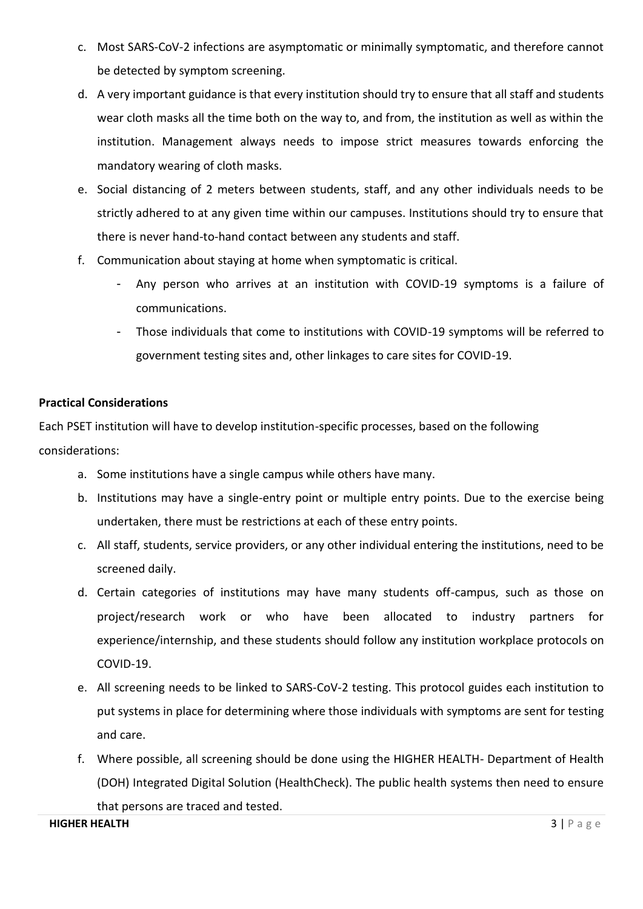c. Most SARS-CoV-2 infections are asymptomatic or minimally symptomatic, and therefore cannot be detected by symptom screening.

d. A very important guidance is that every institution should try to ensure that all staff and students wear cloth masks all the time both on the way to, and from, the institution as well as within the institution. Management always needs to impose strict measures towards enforcing the mandatory wearing of cloth masks.

e. Social distancing of 2 meters between students, staff, and any other individuals needs to be strictly adhered to at any given time within our campuses. Institutions should try to ensure that there is never hand-to-hand contact between any students and staff.

f. Communication about staying at home when symptomatic is critical.
   - Any person who arrives at an institution with COVID-19 symptoms is a failure of communications.
   - Those individuals that come to institutions with COVID-19 symptoms will be referred to government testing sites and, other linkages to care sites for COVID-19.

**Practical Considerations**

Each PSET institution will have to develop institution-specific processes, based on the following considerations:

a. Some institutions have a single campus while others have many.

b. Institutions may have a single-entry point or multiple entry points. Due to the exercise being undertaken, there must be restrictions at each of these entry points.

c. All staff, students, service providers, or any other individual entering the institutions, need to be screened daily.

d. Certain categories of institutions may have many students off-campus, such as those on project/research work or who have been allocated to industry partners for experience/internship, and these students should follow any institution workplace protocols on COVID-19.

e. All screening needs to be linked to SARS-CoV-2 testing. This protocol guides each institution to put systems in place for determining where those individuals with symptoms are sent for testing and care.

f. Where possible, all screening should be done using the HIGHER HEALTH- Department of Health (DOH) Integrated Digital Solution (HealthCheck). The public health systems then need to ensure that persons are traced and tested.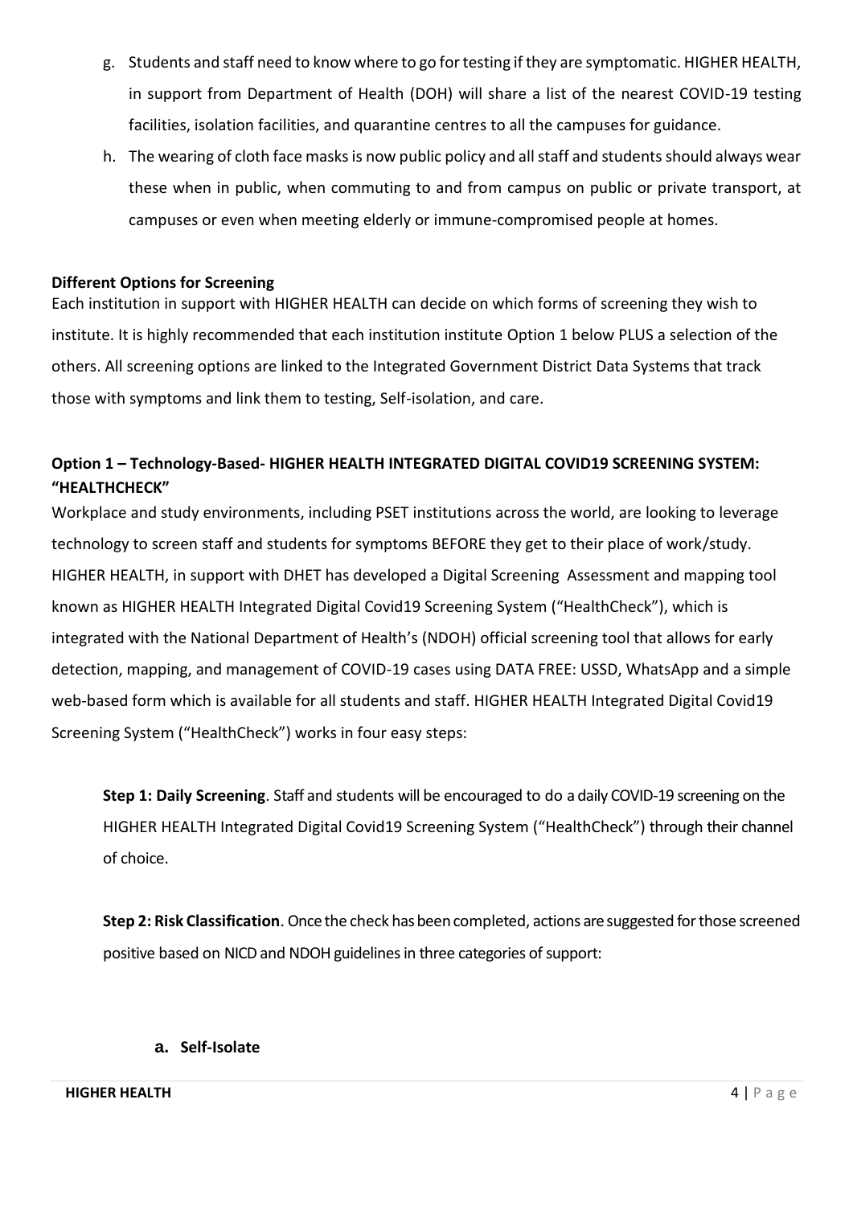g. Students and staff need to know where to go for testing if they are symptomatic. HIGHER HEALTH, in support from Department of Health (DOH) will share a list of the nearest COVID-19 testing facilities, isolation facilities, and quarantine centres to all the campuses for guidance.

h. The wearing of cloth face masks is now public policy and all staff and students should always wear these when in public, when commuting to and from campus on public or private transport, at campuses or even when meeting elderly or immune-compromised people at homes.

**Different Options for Screening**

Each institution in support with HIGHER HEALTH can decide on which forms of screening they wish to institute. It is highly recommended that each institution institute Option 1 below PLUS a selection of the others. All screening options are linked to the Integrated Government District Data Systems that track those with symptoms and link them to testing, Self-isolation, and care.

**Option 1 – Technology-Based- HIGHER HEALTH INTEGRATED DIGITAL COVID19 SCREENING SYSTEM: "HEALTHCHECK"**

Workplace and study environments, including PSET institutions across the world, are looking to leverage technology to screen staff and students for symptoms BEFORE they get to their place of work/study. HIGHER HEALTH, in support with DHET has developed a Digital Screening Assessment and mapping tool known as HIGHER HEALTH Integrated Digital Covid19 Screening System ("HealthCheck"), which is integrated with the National Department of Health's (NDOH) official screening tool that allows for early detection, mapping, and management of COVID-19 cases using DATA FREE: USSD, WhatsApp and a simple web-based form which is available for all students and staff. HIGHER HEALTH Integrated Digital Covid19 Screening System ("HealthCheck") works in four easy steps:

**Step 1: Daily Screening**. Staff and students will be encouraged to do a daily COVID-19 screening on the HIGHER HEALTH Integrated Digital Covid19 Screening System ("HealthCheck") through their channel of choice.

**Step 2: Risk Classification**. Once the check has been completed, actions are suggested for those screened positive based on NICD and NDOH guidelines in three categories of support:

**a. Self-Isolate**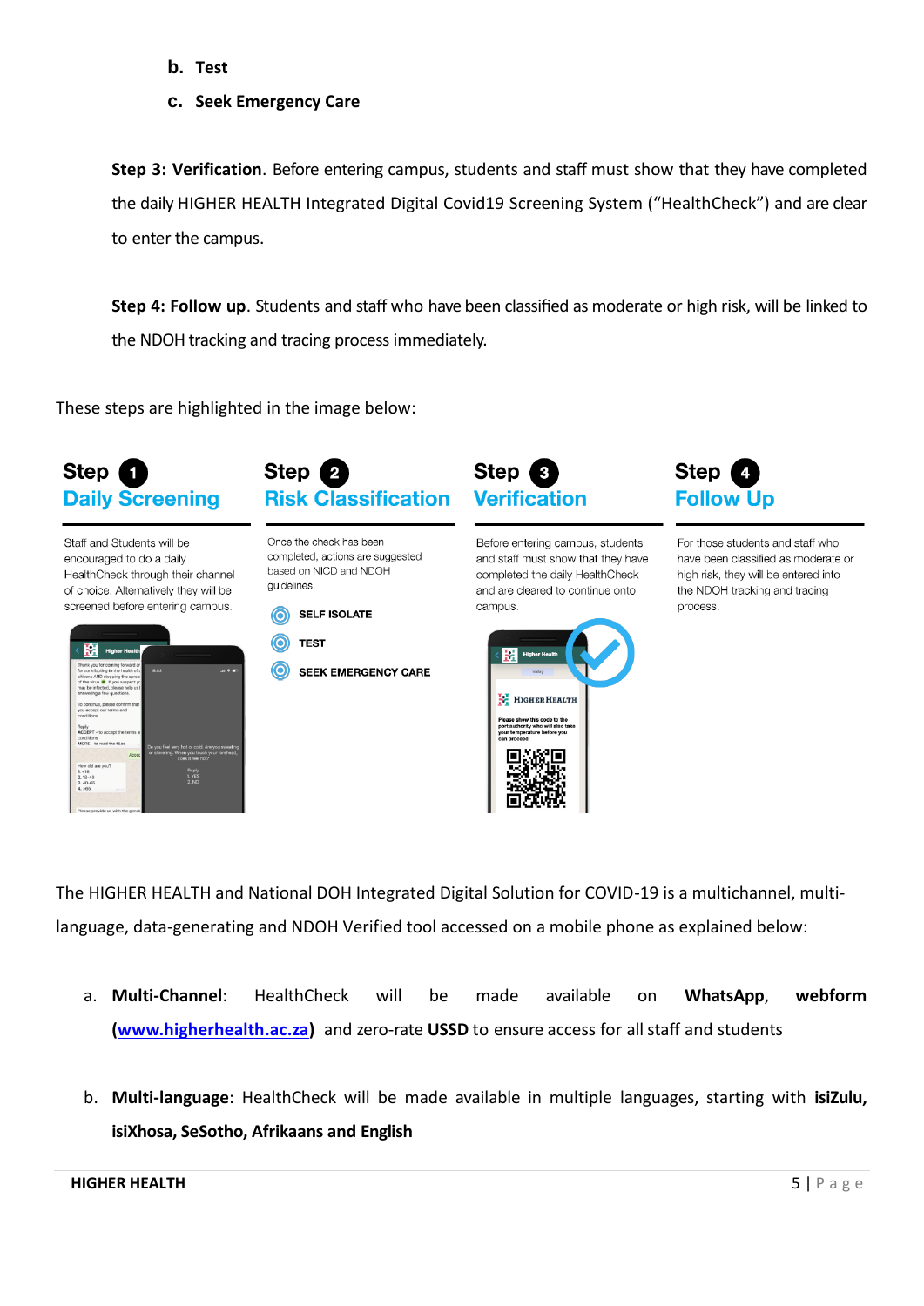b. **Test**

c. **Seek Emergency Care**

**Step 3: Verification**. Before entering campus, students and staff must show that they have completed the daily HIGHER HEALTH Integrated Digital Covid19 Screening System ("HealthCheck") and are clear to enter the campus.

**Step 4: Follow up**. Students and staff who have been classified as moderate or high risk, will be linked to the NDOH tracking and tracing process immediately.

These steps are highlighted in the image below:

**Step 1 Daily Screening**

Staff and Students will be encouraged to do a daily HealthCheck through their channel of choice. Alternatively they will be screened before entering campus.

**Step 2 Risk Classification**

Once the check has been completed, actions are suggested based on NICD and NDOH guidelines.

- SELF ISOLATE
- TEST
- SEEK EMERGENCY CARE

**Step 3 Verification**

Before entering campus, students and staff must show that they have completed the daily HealthCheck and are cleared to continue onto campus.

**Step 4 Follow Up**

For those students and staff who have been classified as moderate or high risk, they will be entered into the NDOH tracking and tracing process.

The HIGHER HEALTH and National DOH Integrated Digital Solution for COVID-19 is a multichannel, multi-language, data-generating and NDOH Verified tool accessed on a mobile phone as explained below:

a. **Multi-Channel**: HealthCheck will be made available on **WhatsApp**, **webform (www.higherhealth.ac.za)** and zero-rate **USSD** to ensure access for all staff and students

b. **Multi-language**: HealthCheck will be made available in multiple languages, starting with **isiZulu, isiXhosa, SeSotho, Afrikaans and English**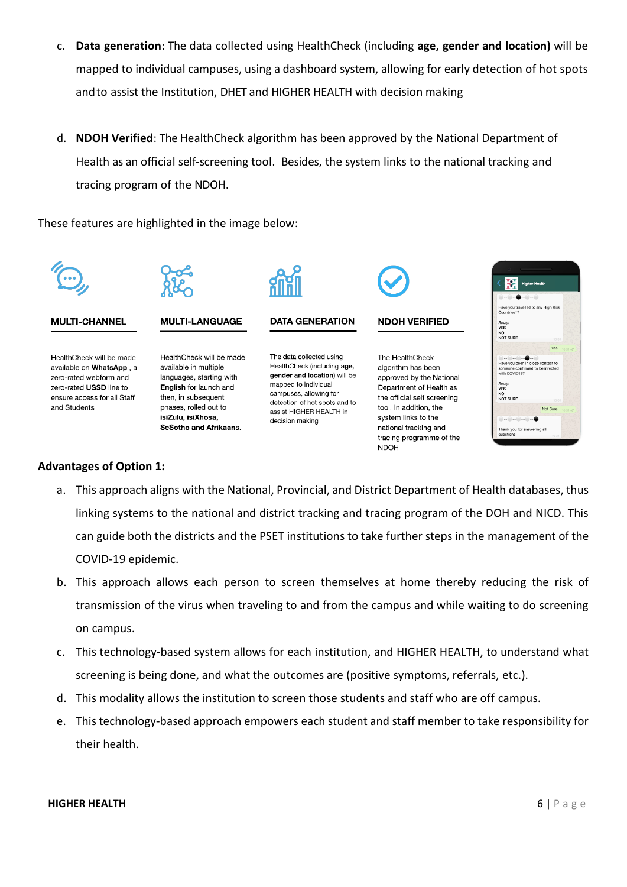c. **Data generation**: The data collected using HealthCheck (including **age, gender and location)** will be mapped to individual campuses, using a dashboard system, allowing for early detection of hot spots and to assist the Institution, DHET and HIGHER HEALTH with decision making

d. **NDOH Verified**: The HealthCheck algorithm has been approved by the National Department of Health as an official self-screening tool. Besides, the system links to the national tracking and tracing program of the NDOH.

These features are highlighted in the image below:

**MULTI-CHANNEL**

HealthCheck will be made available on **WhatsApp** , a zero-rated webform and zero-rated **USSD** line to ensure access for all Staff and Students

**MULTI-LANGUAGE**

HealthCheck will be made available in multiple languages, starting with **English** for launch and then, in subsequent phases, rolled out to **isiZulu, isiXhosa, SeSotho and Afrikaans.**

**DATA GENERATION**

The data collected using HealthCheck (including **age, gender and location)** will be mapped to individual campuses, allowing for detection of hot spots and to assist HIGHER HEALTH in decision making

**NDOH VERIFIED**

The HealthCheck algorithm has been approved by the National Department of Health as the official self screening tool. In addition, the system links to the national tracking and tracing programme of the NDOH

### Advantages of Option 1:

a. This approach aligns with the National, Provincial, and District Department of Health databases, thus linking systems to the national and district tracking and tracing program of the DOH and NICD. This can guide both the districts and the PSET institutions to take further steps in the management of the COVID-19 epidemic.

b. This approach allows each person to screen themselves at home thereby reducing the risk of transmission of the virus when traveling to and from the campus and while waiting to do screening on campus.

c. This technology-based system allows for each institution, and HIGHER HEALTH, to understand what screening is being done, and what the outcomes are (positive symptoms, referrals, etc.).

d. This modality allows the institution to screen those students and staff who are off campus.

e. This technology-based approach empowers each student and staff member to take responsibility for their health.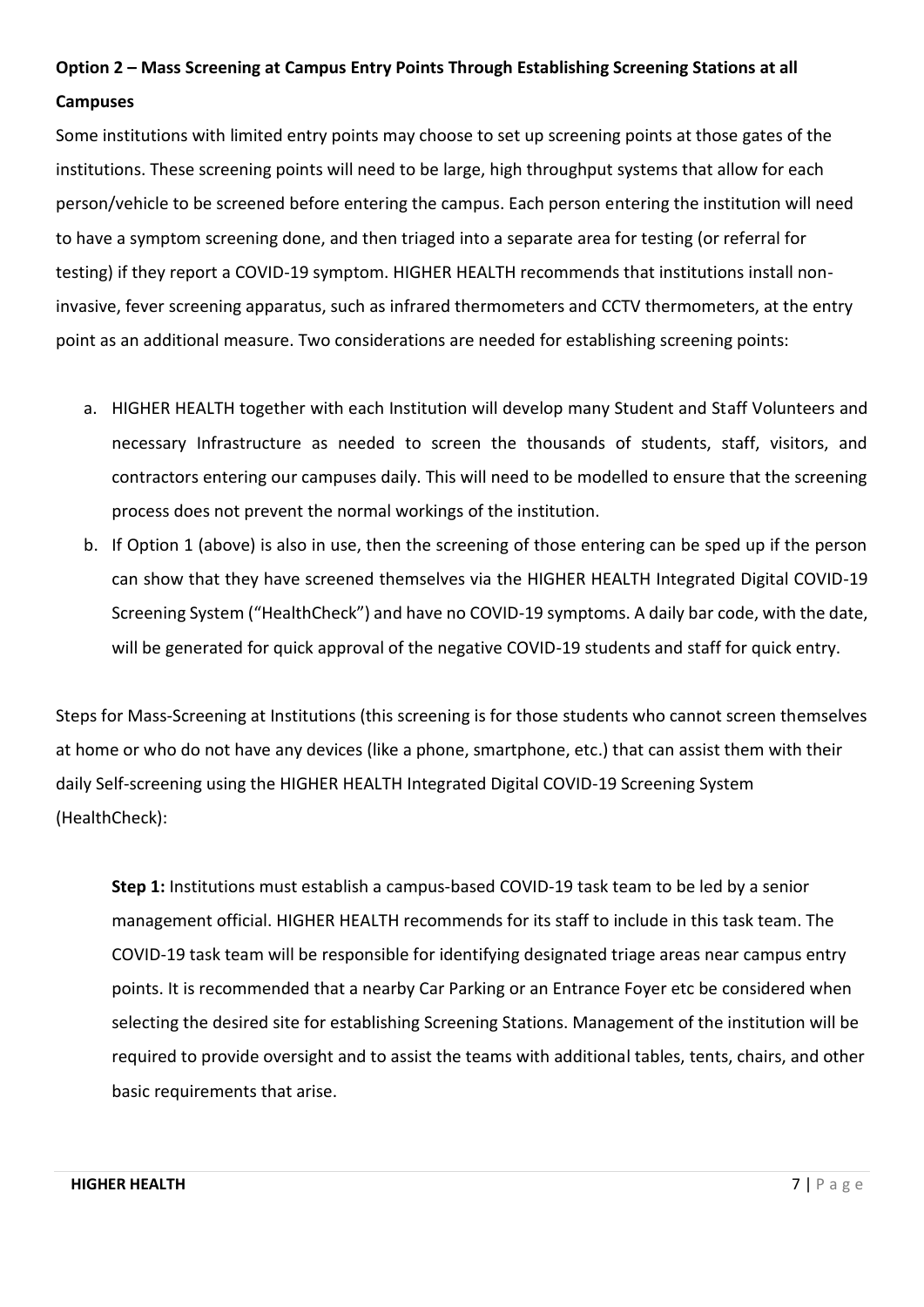**Option 2 – Mass Screening at Campus Entry Points Through Establishing Screening Stations at all Campuses**

Some institutions with limited entry points may choose to set up screening points at those gates of the institutions. These screening points will need to be large, high throughput systems that allow for each person/vehicle to be screened before entering the campus. Each person entering the institution will need to have a symptom screening done, and then triaged into a separate area for testing (or referral for testing) if they report a COVID-19 symptom. HIGHER HEALTH recommends that institutions install non-invasive, fever screening apparatus, such as infrared thermometers and CCTV thermometers, at the entry point as an additional measure. Two considerations are needed for establishing screening points:

a. HIGHER HEALTH together with each Institution will develop many Student and Staff Volunteers and necessary Infrastructure as needed to screen the thousands of students, staff, visitors, and contractors entering our campuses daily. This will need to be modelled to ensure that the screening process does not prevent the normal workings of the institution.
b. If Option 1 (above) is also in use, then the screening of those entering can be sped up if the person can show that they have screened themselves via the HIGHER HEALTH Integrated Digital COVID-19 Screening System ("HealthCheck") and have no COVID-19 symptoms. A daily bar code, with the date, will be generated for quick approval of the negative COVID-19 students and staff for quick entry.

Steps for Mass-Screening at Institutions (this screening is for those students who cannot screen themselves at home or who do not have any devices (like a phone, smartphone, etc.) that can assist them with their daily Self-screening using the HIGHER HEALTH Integrated Digital COVID-19 Screening System (HealthCheck):

**Step 1:** Institutions must establish a campus-based COVID-19 task team to be led by a senior management official. HIGHER HEALTH recommends for its staff to include in this task team. The COVID-19 task team will be responsible for identifying designated triage areas near campus entry points. It is recommended that a nearby Car Parking or an Entrance Foyer etc be considered when selecting the desired site for establishing Screening Stations. Management of the institution will be required to provide oversight and to assist the teams with additional tables, tents, chairs, and other basic requirements that arise.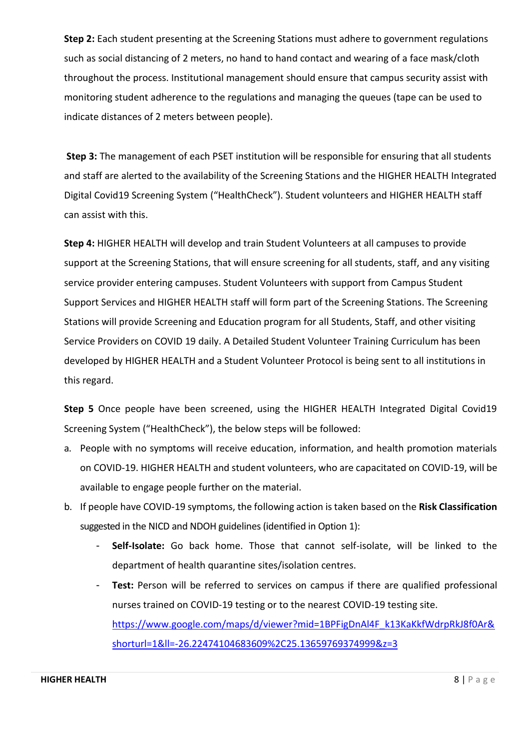**Step 2:** Each student presenting at the Screening Stations must adhere to government regulations such as social distancing of 2 meters, no hand to hand contact and wearing of a face mask/cloth throughout the process. Institutional management should ensure that campus security assist with monitoring student adherence to the regulations and managing the queues (tape can be used to indicate distances of 2 meters between people).

**Step 3:** The management of each PSET institution will be responsible for ensuring that all students and staff are alerted to the availability of the Screening Stations and the HIGHER HEALTH Integrated Digital Covid19 Screening System ("HealthCheck"). Student volunteers and HIGHER HEALTH staff can assist with this.

**Step 4:** HIGHER HEALTH will develop and train Student Volunteers at all campuses to provide support at the Screening Stations, that will ensure screening for all students, staff, and any visiting service provider entering campuses. Student Volunteers with support from Campus Student Support Services and HIGHER HEALTH staff will form part of the Screening Stations. The Screening Stations will provide Screening and Education program for all Students, Staff, and other visiting Service Providers on COVID 19 daily. A Detailed Student Volunteer Training Curriculum has been developed by HIGHER HEALTH and a Student Volunteer Protocol is being sent to all institutions in this regard.

**Step 5** Once people have been screened, using the HIGHER HEALTH Integrated Digital Covid19 Screening System ("HealthCheck"), the below steps will be followed:

a. People with no symptoms will receive education, information, and health promotion materials on COVID-19. HIGHER HEALTH and student volunteers, who are capacitated on COVID-19, will be available to engage people further on the material.
b. If people have COVID-19 symptoms, the following action is taken based on the **Risk Classification** suggested in the NICD and NDOH guidelines (identified in Option 1):
    - **Self-Isolate:** Go back home. Those that cannot self-isolate, will be linked to the department of health quarantine sites/isolation centres.
    - **Test:** Person will be referred to services on campus if there are qualified professional nurses trained on COVID-19 testing or to the nearest COVID-19 testing site. https://www.google.com/maps/d/viewer?mid=1BPFigDnAl4F_k13KaKkfWdrpRkJ8f0Ar&shorturl=1&ll=-26.22474104683609%2C25.13659769374999&z=3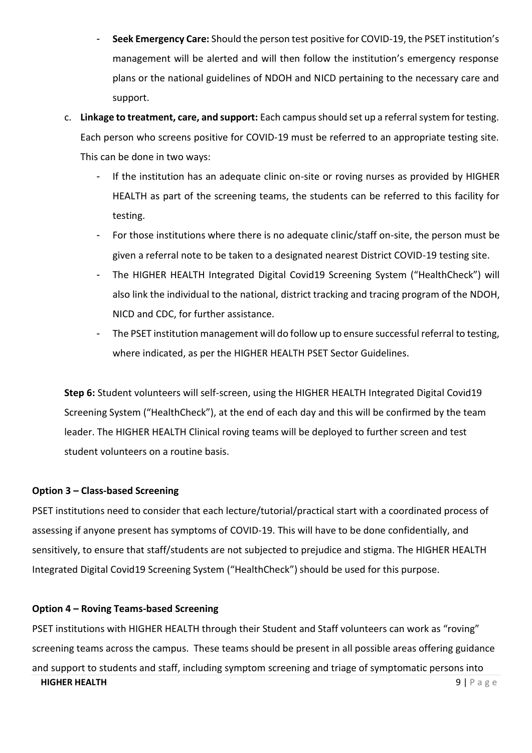- **Seek Emergency Care:** Should the person test positive for COVID-19, the PSET institution's management will be alerted and will then follow the institution's emergency response plans or the national guidelines of NDOH and NICD pertaining to the necessary care and support.

c. **Linkage to treatment, care, and support:** Each campus should set up a referral system for testing. Each person who screens positive for COVID-19 must be referred to an appropriate testing site. This can be done in two ways:
   - If the institution has an adequate clinic on-site or roving nurses as provided by HIGHER HEALTH as part of the screening teams, the students can be referred to this facility for testing.
   - For those institutions where there is no adequate clinic/staff on-site, the person must be given a referral note to be taken to a designated nearest District COVID-19 testing site.
   - The HIGHER HEALTH Integrated Digital Covid19 Screening System ("HealthCheck") will also link the individual to the national, district tracking and tracing program of the NDOH, NICD and CDC, for further assistance.
   - The PSET institution management will do follow up to ensure successful referral to testing, where indicated, as per the HIGHER HEALTH PSET Sector Guidelines.

**Step 6:** Student volunteers will self-screen, using the HIGHER HEALTH Integrated Digital Covid19 Screening System ("HealthCheck"), at the end of each day and this will be confirmed by the team leader. The HIGHER HEALTH Clinical roving teams will be deployed to further screen and test student volunteers on a routine basis.

**Option 3 – Class-based Screening**

PSET institutions need to consider that each lecture/tutorial/practical start with a coordinated process of assessing if anyone present has symptoms of COVID-19. This will have to be done confidentially, and sensitively, to ensure that staff/students are not subjected to prejudice and stigma. The HIGHER HEALTH Integrated Digital Covid19 Screening System ("HealthCheck") should be used for this purpose.

**Option 4 – Roving Teams-based Screening**

PSET institutions with HIGHER HEALTH through their Student and Staff volunteers can work as "roving" screening teams across the campus. These teams should be present in all possible areas offering guidance and support to students and staff, including symptom screening and triage of symptomatic persons into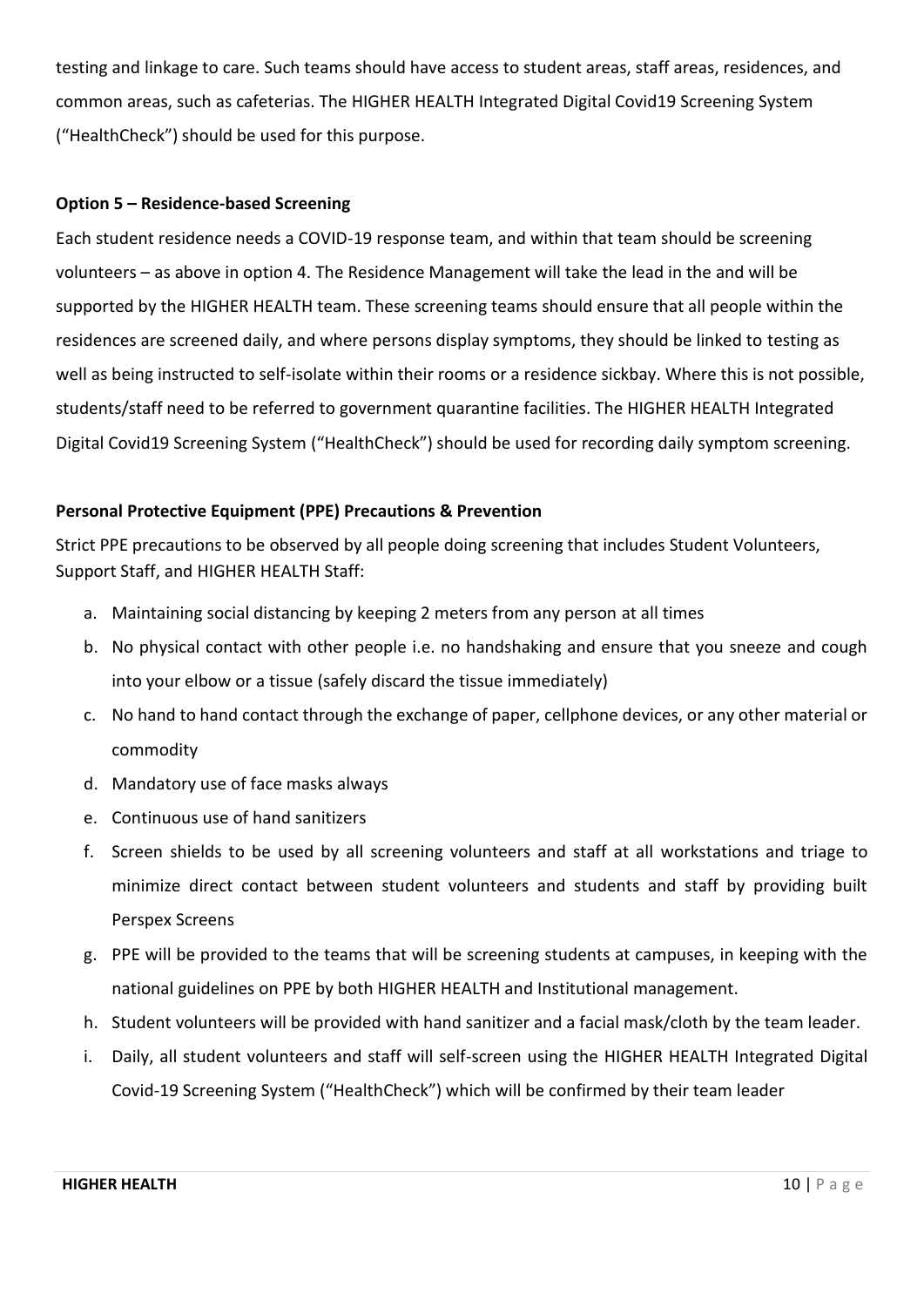testing and linkage to care. Such teams should have access to student areas, staff areas, residences, and common areas, such as cafeterias. The HIGHER HEALTH Integrated Digital Covid19 Screening System ("HealthCheck") should be used for this purpose.

**Option 5 – Residence-based Screening**

Each student residence needs a COVID-19 response team, and within that team should be screening volunteers – as above in option 4. The Residence Management will take the lead in the and will be supported by the HIGHER HEALTH team. These screening teams should ensure that all people within the residences are screened daily, and where persons display symptoms, they should be linked to testing as well as being instructed to self-isolate within their rooms or a residence sickbay. Where this is not possible, students/staff need to be referred to government quarantine facilities. The HIGHER HEALTH Integrated Digital Covid19 Screening System ("HealthCheck") should be used for recording daily symptom screening.

**Personal Protective Equipment (PPE) Precautions & Prevention**

Strict PPE precautions to be observed by all people doing screening that includes Student Volunteers, Support Staff, and HIGHER HEALTH Staff:

a. Maintaining social distancing by keeping 2 meters from any person at all times
b. No physical contact with other people i.e. no handshaking and ensure that you sneeze and cough into your elbow or a tissue (safely discard the tissue immediately)
c. No hand to hand contact through the exchange of paper, cellphone devices, or any other material or commodity
d. Mandatory use of face masks always
e. Continuous use of hand sanitizers
f. Screen shields to be used by all screening volunteers and staff at all workstations and triage to minimize direct contact between student volunteers and students and staff by providing built Perspex Screens
g. PPE will be provided to the teams that will be screening students at campuses, in keeping with the national guidelines on PPE by both HIGHER HEALTH and Institutional management.
h. Student volunteers will be provided with hand sanitizer and a facial mask/cloth by the team leader.
i. Daily, all student volunteers and staff will self-screen using the HIGHER HEALTH Integrated Digital Covid-19 Screening System ("HealthCheck") which will be confirmed by their team leader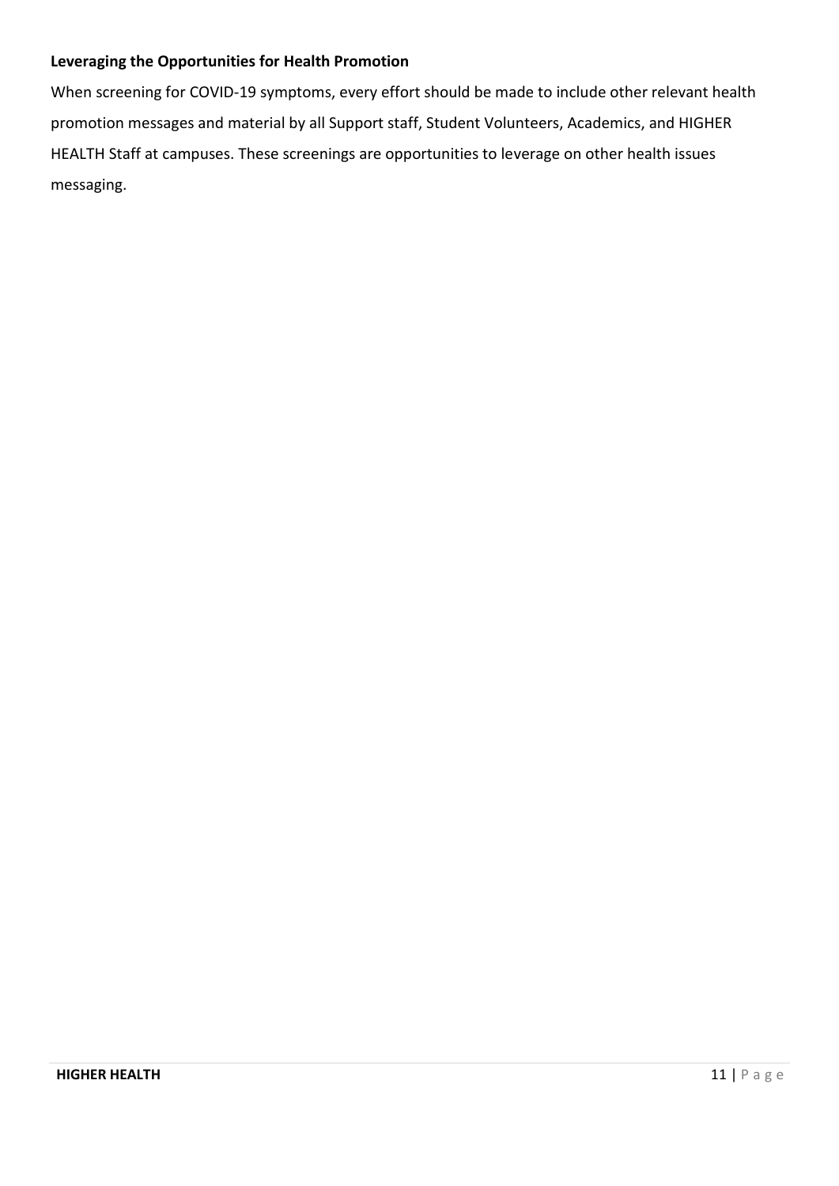**Leveraging the Opportunities for Health Promotion**

When screening for COVID-19 symptoms, every effort should be made to include other relevant health promotion messages and material by all Support staff, Student Volunteers, Academics, and HIGHER HEALTH Staff at campuses. These screenings are opportunities to leverage on other health issues messaging.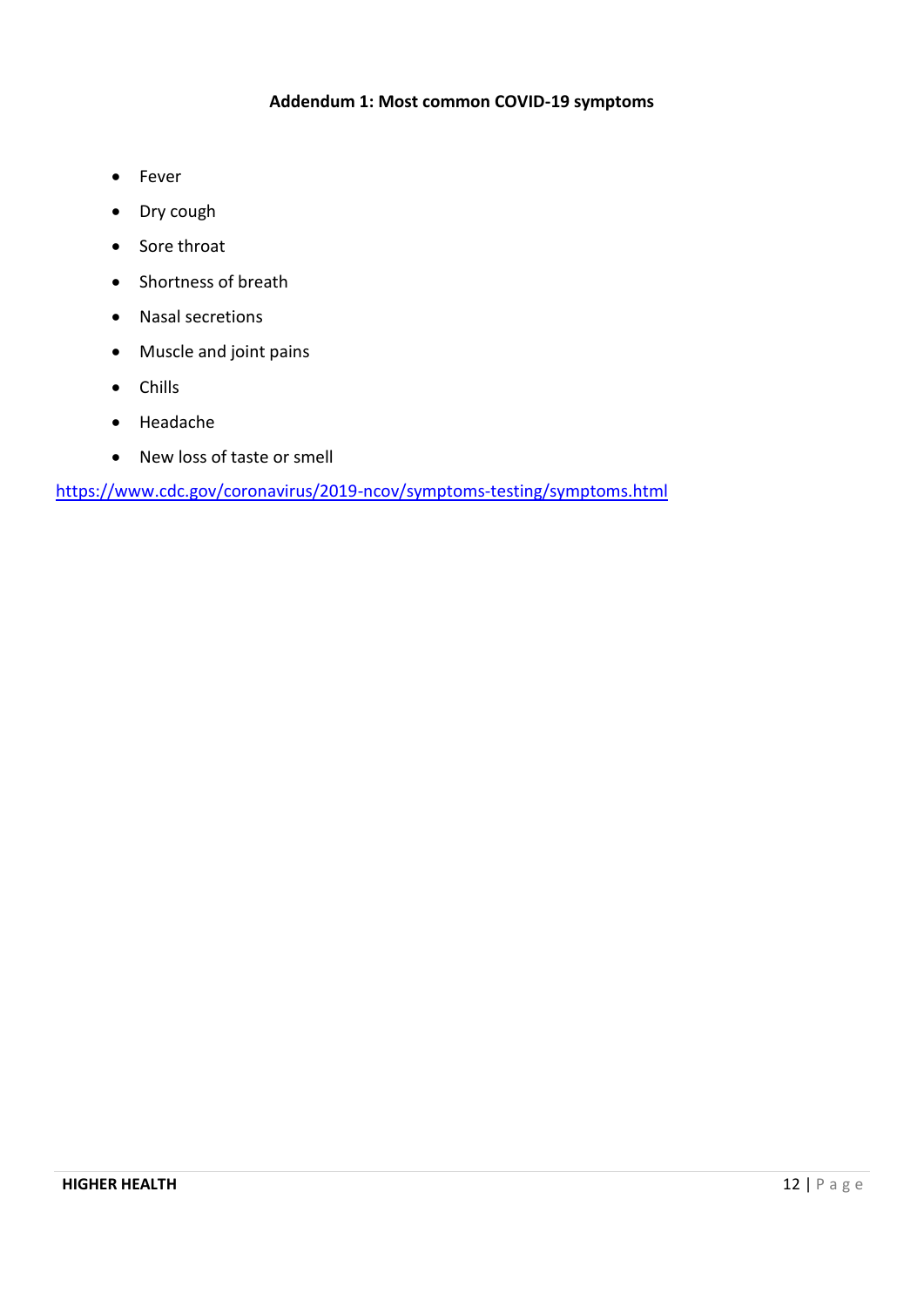## Addendum 1: Most common COVID-19 symptoms

- Fever
- Dry cough
- Sore throat
- Shortness of breath
- Nasal secretions
- Muscle and joint pains
- Chills
- Headache
- New loss of taste or smell

https://www.cdc.gov/coronavirus/2019-ncov/symptoms-testing/symptoms.html